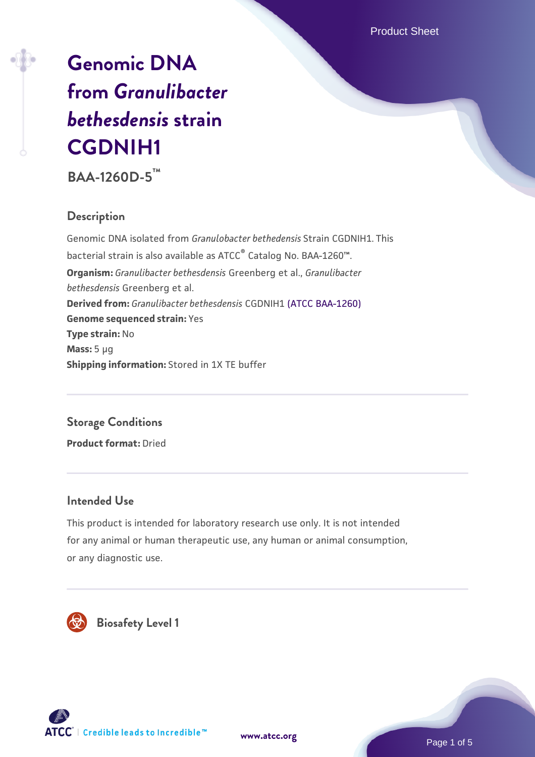# Genomic DNA from *Granulibacter bethesdensis* strain CGDNIH1

**BAA-1260D-5™**

## Description

Genomic DNA isolated from *Granulobacter bethedensis* Strain CGDNIH1. This bacterial strain is also available as ATCC® Catalog No. BAA-1260™.

**Organism:** *Granulibacter bethesdensis* Greenberg et al., *Granulibacter bethesdensis* Greenberg et al.

**Derived from:** *Granulibacter bethesdensis* CGDNIH1 (ATCC BAA-1260)

**Genome sequenced strain:** Yes

**Type strain:** No

**Mass:** 5 µg

**Shipping information:** Stored in 1X TE buffer

## Storage Conditions

**Product format:** Dried

## Intended Use

This product is intended for laboratory research use only. It is not intended for any animal or human therapeutic use, any human or animal consumption, or any diagnostic use.

## Biosafety Level 1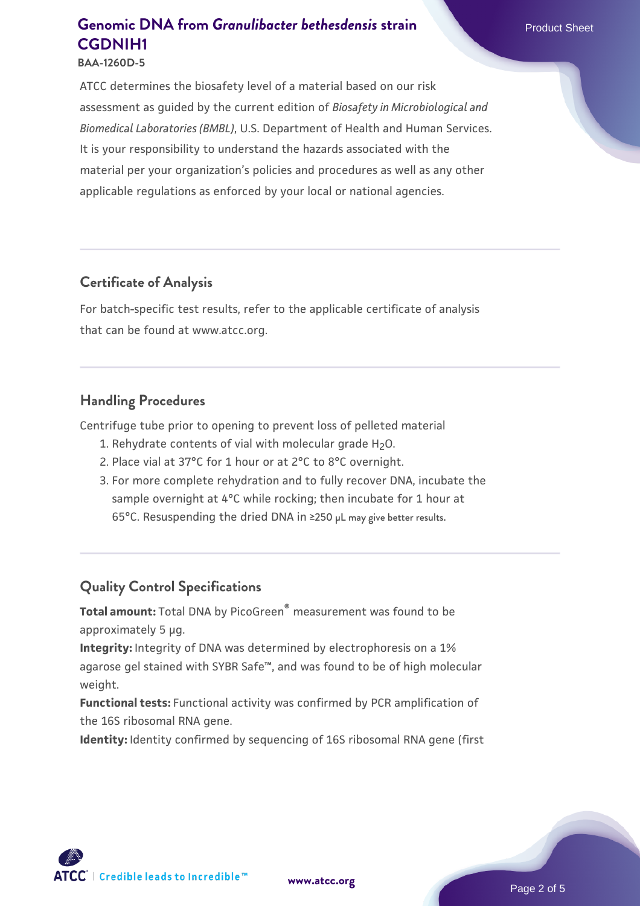ATCC determines the biosafety level of a material based on our risk assessment as guided by the current edition of *Biosafety in Microbiological and Biomedical Laboratories (BMBL)*, U.S. Department of Health and Human Services. It is your responsibility to understand the hazards associated with the material per your organization's policies and procedures as well as any other applicable regulations as enforced by your local or national agencies.

## Certificate of Analysis

For batch-specific test results, refer to the applicable certificate of analysis that can be found at www.atcc.org.

## Handling Procedures

Centrifuge tube prior to opening to prevent loss of pelleted material

1. Rehydrate contents of vial with molecular grade $H_2O$.
2. Place vial at 37°C for 1 hour or at 2°C to 8°C overnight.
3. For more complete rehydration and to fully recover DNA, incubate the sample overnight at 4°C while rocking; then incubate for 1 hour at 65°C. Resuspending the dried DNA in ≥250 µL may give better results.

## Quality Control Specifications

**Total amount:** Total DNA by PicoGreen® measurement was found to be approximately 5 µg.

**Integrity:** Integrity of DNA was determined by electrophoresis on a 1% agarose gel stained with SYBR Safe™, and was found to be of high molecular weight.

**Functional tests:** Functional activity was confirmed by PCR amplification of the 16S ribosomal RNA gene.

**Identity:** Identity confirmed by sequencing of 16S ribosomal RNA gene (first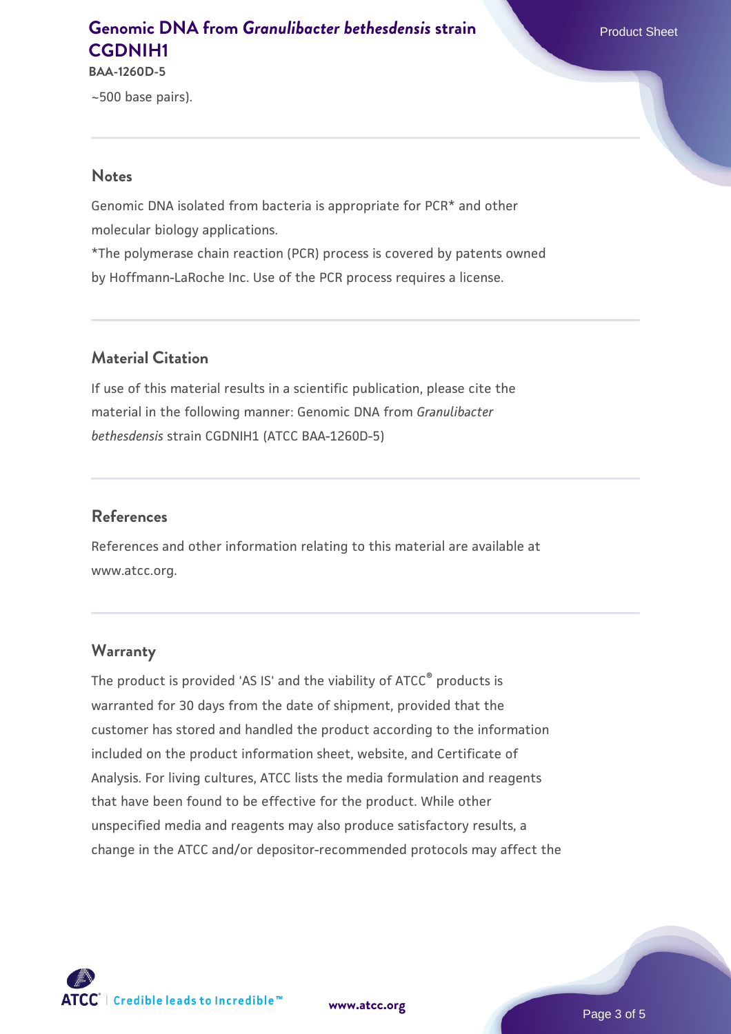~500 base pairs).

## Notes

Genomic DNA isolated from bacteria is appropriate for PCR* and other molecular biology applications.

*The polymerase chain reaction (PCR) process is covered by patents owned by Hoffmann-LaRoche Inc. Use of the PCR process requires a license.

## Material Citation

If use of this material results in a scientific publication, please cite the material in the following manner: Genomic DNA from *Granulibacter bethesdensis* strain CGDNIH1 (ATCC BAA-1260D-5)

## References

References and other information relating to this material are available at www.atcc.org.

## Warranty

The product is provided 'AS IS' and the viability of ATCC® products is warranted for 30 days from the date of shipment, provided that the customer has stored and handled the product according to the information included on the product information sheet, website, and Certificate of Analysis. For living cultures, ATCC lists the media formulation and reagents that have been found to be effective for the product. While other unspecified media and reagents may also produce satisfactory results, a change in the ATCC and/or depositor-recommended protocols may affect the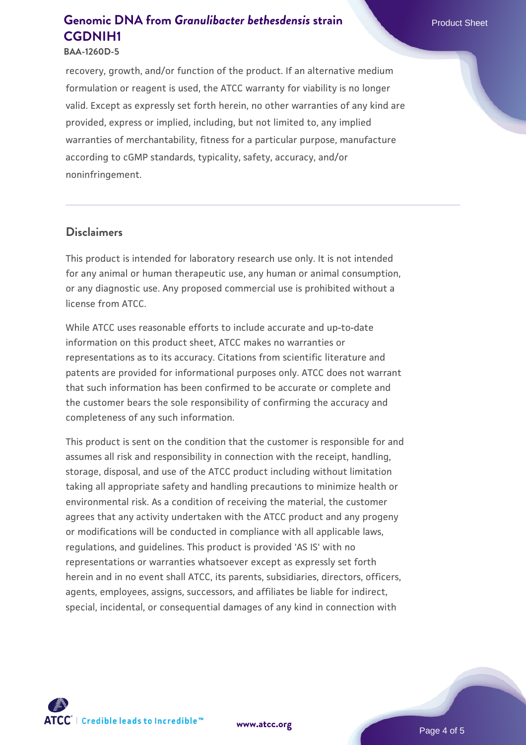recovery, growth, and/or function of the product. If an alternative medium formulation or reagent is used, the ATCC warranty for viability is no longer valid. Except as expressly set forth herein, no other warranties of any kind are provided, express or implied, including, but not limited to, any implied warranties of merchantability, fitness for a particular purpose, manufacture according to cGMP standards, typicality, safety, accuracy, and/or noninfringement.

## Disclaimers

This product is intended for laboratory research use only. It is not intended for any animal or human therapeutic use, any human or animal consumption, or any diagnostic use. Any proposed commercial use is prohibited without a license from ATCC.

While ATCC uses reasonable efforts to include accurate and up-to-date information on this product sheet, ATCC makes no warranties or representations as to its accuracy. Citations from scientific literature and patents are provided for informational purposes only. ATCC does not warrant that such information has been confirmed to be accurate or complete and the customer bears the sole responsibility of confirming the accuracy and completeness of any such information.

This product is sent on the condition that the customer is responsible for and assumes all risk and responsibility in connection with the receipt, handling, storage, disposal, and use of the ATCC product including without limitation taking all appropriate safety and handling precautions to minimize health or environmental risk. As a condition of receiving the material, the customer agrees that any activity undertaken with the ATCC product and any progeny or modifications will be conducted in compliance with all applicable laws, regulations, and guidelines. This product is provided 'AS IS' with no representations or warranties whatsoever except as expressly set forth herein and in no event shall ATCC, its parents, subsidiaries, directors, officers, agents, employees, assigns, successors, and affiliates be liable for indirect, special, incidental, or consequential damages of any kind in connection with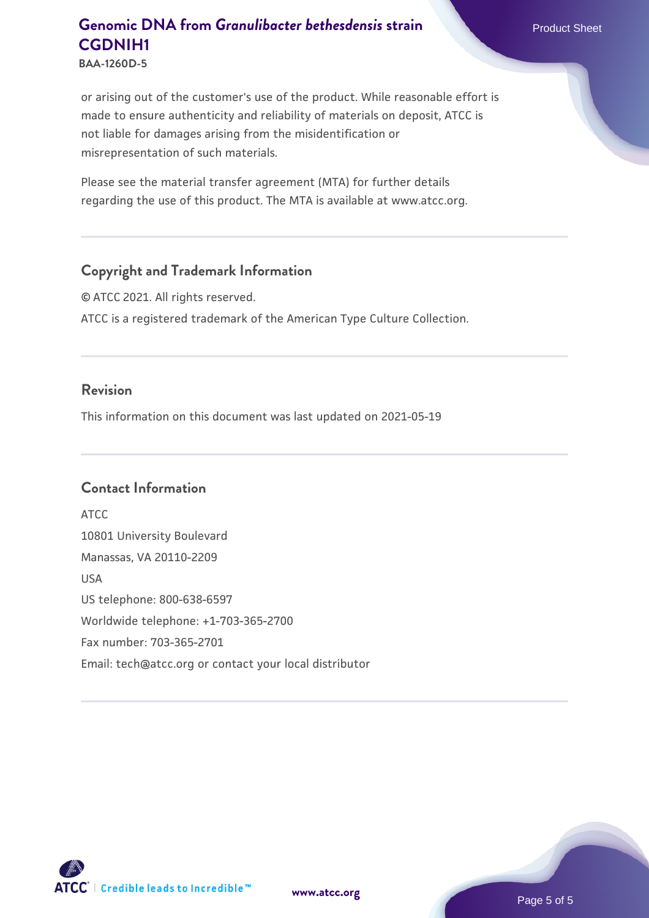or arising out of the customer's use of the product. While reasonable effort is made to ensure authenticity and reliability of materials on deposit, ATCC is not liable for damages arising from the misidentification or misrepresentation of such materials.

Please see the material transfer agreement (MTA) for further details regarding the use of this product. The MTA is available at www.atcc.org.

## Copyright and Trademark Information

© ATCC 2021. All rights reserved.

ATCC is a registered trademark of the American Type Culture Collection.

## Revision

This information on this document was last updated on 2021-05-19

## Contact Information

ATCC
10801 University Boulevard
Manassas, VA 20110-2209
USA
US telephone: 800-638-6597
Worldwide telephone: +1-703-365-2700
Fax number: 703-365-2701
Email: tech@atcc.org or contact your local distributor